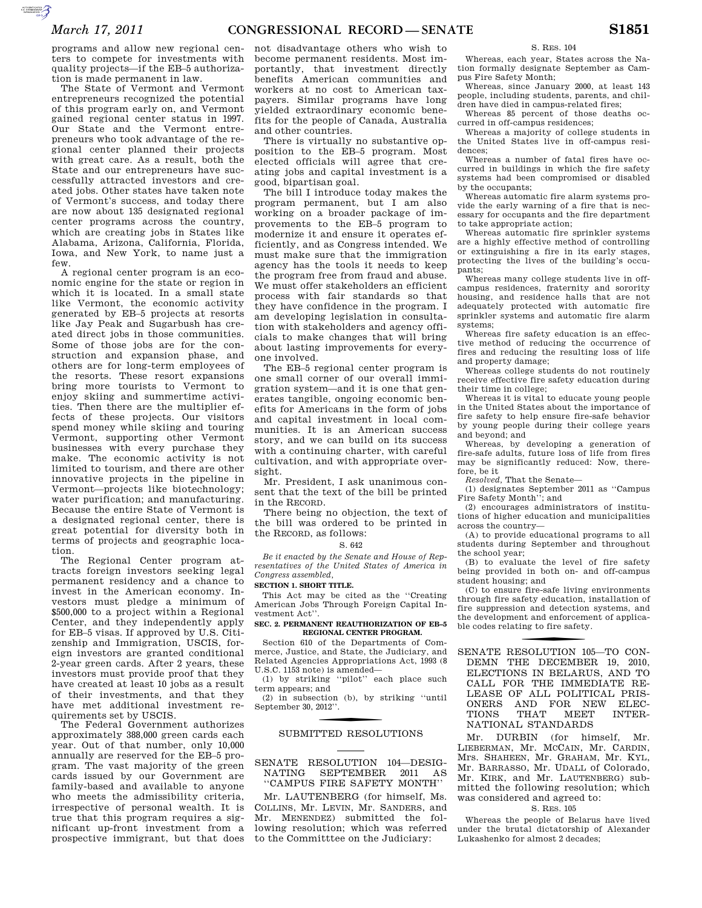programs and allow new regional centers to compete for investments with quality projects—if the EB–5 authorization is made permanent in law.

The State of Vermont and Vermont entrepreneurs recognized the potential of this program early on, and Vermont gained regional center status in 1997. Our State and the Vermont entrepreneurs who took advantage of the regional center planned their projects with great care. As a result, both the State and our entrepreneurs have successfully attracted investors and created jobs. Other states have taken note of Vermont's success, and today there are now about 135 designated regional center programs across the country, which are creating jobs in States like Alabama, Arizona, California, Florida, Iowa, and New York, to name just a few.

A regional center program is an economic engine for the state or region in which it is located. In a small state like Vermont, the economic activity generated by EB–5 projects at resorts like Jay Peak and Sugarbush has created direct jobs in those communities. Some of those jobs are for the construction and expansion phase, and others are for long-term employees of the resorts. These resort expansions bring more tourists to Vermont to enjoy skiing and summertime activities. Then there are the multiplier effects of these projects. Our visitors spend money while skiing and touring Vermont, supporting other Vermont businesses with every purchase they make. The economic activity is not limited to tourism, and there are other innovative projects in the pipeline in Vermont—projects like biotechnology; water purification; and manufacturing. Because the entire State of Vermont is a designated regional center, there is great potential for diversity both in terms of projects and geographic location.

The Regional Center program attracts foreign investors seeking legal permanent residency and a chance to invest in the American economy. Investors must pledge a minimum of $500,000 to a project within a Regional Center, and they independently apply for EB–5 visas. If approved by U.S. Citizenship and Immigration, USCIS, foreign investors are granted conditional 2-year green cards. After 2 years, these investors must provide proof that they have created at least 10 jobs as a result of their investments, and that they have met additional investment requirements set by USCIS.

The Federal Government authorizes approximately 388,000 green cards each year. Out of that number, only 10,000 annually are reserved for the EB–5 program. The vast majority of the green cards issued by our Government are family-based and available to anyone who meets the admissibility criteria, irrespective of personal wealth. It is true that this program requires a significant up-front investment from a prospective immigrant, but that does not disadvantage others who wish to become permanent residents. Most importantly, that investment directly benefits American communities and workers at no cost to American taxpayers. Similar programs have long yielded extraordinary economic benefits for the people of Canada, Australia and other countries.

There is virtually no substantive opposition to the EB–5 program. Most elected officials will agree that creating jobs and capital investment is a good, bipartisan goal.

The bill I introduce today makes the program permanent, but I am also working on a broader package of improvements to the EB–5 program to modernize it and ensure it operates efficiently, and as Congress intended. We must make sure that the immigration agency has the tools it needs to keep the program free from fraud and abuse. We must offer stakeholders an efficient process with fair standards so that they have confidence in the program. I am developing legislation in consultation with stakeholders and agency officials to make changes that will bring about lasting improvements for everyone involved.

The EB–5 regional center program is one small corner of our overall immigration system—and it is one that generates tangible, ongoing economic benefits for Americans in the form of jobs and capital investment in local communities. It is an American success story, and we can build on its success with a continuing charter, with careful cultivation, and with appropriate oversight.

Mr. President, I ask unanimous consent that the text of the bill be printed in the RECORD.

There being no objection, the text of the bill was ordered to be printed in the RECORD, as follows:

S. 642

*Be it enacted by the Senate and House of Representatives of the United States of America in Congress assembled,*

**SECTION 1. SHORT TITLE.**

This Act may be cited as the ''Creating American Jobs Through Foreign Capital Investment Act''.

**SEC. 2. PERMANENT REAUTHORIZATION OF EB–5 REGIONAL CENTER PROGRAM.**

Section 610 of the Departments of Commerce, Justice, and State, the Judiciary, and Related Agencies Appropriations Act, 1993 (8 U.S.C. 1153 note) is amended—

(1) by striking ''pilot'' each place such term appears; and

(2) in subsection (b), by striking ''until September 30, 2012''.

## SUBMITTED RESOLUTIONS

## SENATE RESOLUTION 104—DESIGNATING SEPTEMBER 2011 AS ''CAMPUS FIRE SAFETY MONTH''

Mr. LAUTENBERG (for himself, Ms. COLLINS, Mr. LEVIN, Mr. SANDERS, and Mr. MENENDEZ) submitted the following resolution; which was referred to the Committtee on the Judiciary:

S. RES. 104

Whereas, each year, States across the Nation formally designate September as Campus Fire Safety Month;

Whereas, since January 2000, at least 143 people, including students, parents, and children have died in campus-related fires;

Whereas 85 percent of those deaths occurred in off-campus residences;

Whereas a majority of college students in the United States live in off-campus residences;

Whereas a number of fatal fires have occurred in buildings in which the fire safety systems had been compromised or disabled by the occupants;

Whereas automatic fire alarm systems provide the early warning of a fire that is necessary for occupants and the fire department to take appropriate action;

Whereas automatic fire sprinkler systems are a highly effective method of controlling or extinguishing a fire in its early stages, protecting the lives of the building's occupants;

Whereas many college students live in off-campus residences, fraternity and sorority housing, and residence halls that are not adequately protected with automatic fire sprinkler systems and automatic fire alarm systems;

Whereas fire safety education is an effective method of reducing the occurrence of fires and reducing the resulting loss of life and property damage;

Whereas college students do not routinely receive effective fire safety education during their time in college;

Whereas it is vital to educate young people in the United States about the importance of fire safety to help ensure fire-safe behavior by young people during their college years and beyond; and

Whereas, by developing a generation of fire-safe adults, future loss of life from fires may be significantly reduced: Now, therefore, be it

*Resolved,* That the Senate—

(1) designates September 2011 as ''Campus Fire Safety Month''; and

(2) encourages administrators of institutions of higher education and municipalities across the country—

(A) to provide educational programs to all students during September and throughout the school year;

(B) to evaluate the level of fire safety being provided in both on- and off-campus student housing; and

(C) to ensure fire-safe living environments through fire safety education, installation of fire suppression and detection systems, and the development and enforcement of applicable codes relating to fire safety.

## SENATE RESOLUTION 105—TO CONDEMN THE DECEMBER 19, 2010, ELECTIONS IN BELARUS, AND TO CALL FOR THE IMMEDIATE RELEASE OF ALL POLITICAL PRISONERS AND FOR NEW ELECTIONS THAT MEET INTERNATIONAL STANDARDS

Mr. DURBIN (for himself, Mr. LIEBERMAN, Mr. MCCAIN, Mr. CARDIN, Mrs. SHAHEEN, Mr. GRAHAM, Mr. KYL, Mr. BARRASSO, Mr. UDALL of Colorado, Mr. KIRK, and Mr. LAUTENBERG) submitted the following resolution; which was considered and agreed to:

S. RES. 105

Whereas the people of Belarus have lived under the brutal dictatorship of Alexander Lukashenko for almost 2 decades;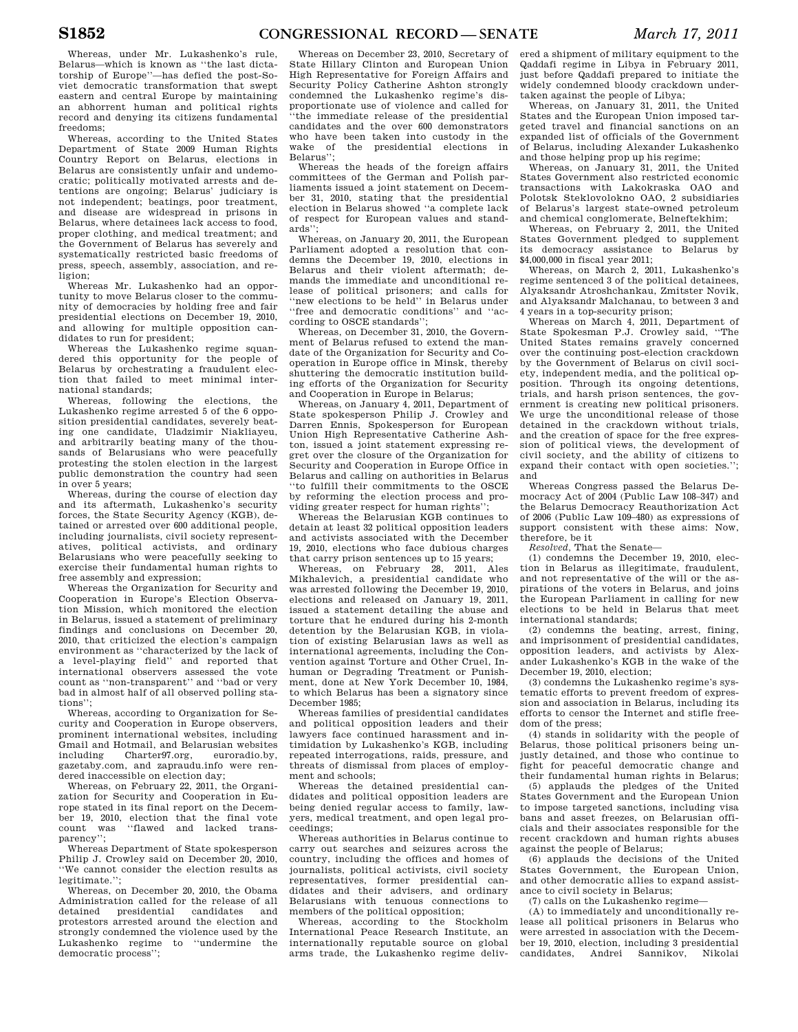Whereas, under Mr. Lukashenko's rule, Belarus—which is known as ''the last dictatorship of Europe''—has defied the post-Soviet democratic transformation that swept eastern and central Europe by maintaining an abhorrent human and political rights record and denying its citizens fundamental freedoms;

Whereas, according to the United States Department of State 2009 Human Rights Country Report on Belarus, elections in Belarus are consistently unfair and undemocratic; politically motivated arrests and detentions are ongoing; Belarus' judiciary is not independent; beatings, poor treatment, and disease are widespread in prisons in Belarus, where detainees lack access to food, proper clothing, and medical treatment; and the Government of Belarus has severely and systematically restricted basic freedoms of press, speech, assembly, association, and religion;

Whereas Mr. Lukashenko had an opportunity to move Belarus closer to the community of democracies by holding free and fair presidential elections on December 19, 2010, and allowing for multiple opposition candidates to run for president;

Whereas the Lukashenko regime squandered this opportunity for the people of Belarus by orchestrating a fraudulent election that failed to meet minimal international standards;

Whereas, following the elections, the Lukashenko regime arrested 5 of the 6 opposition presidential candidates, severely beating one candidate, Uladzimir Niakliayeu, and arbitrarily beating many of the thousands of Belarusians who were peacefully protesting the stolen election in the largest public demonstration the country had seen in over 5 years;

Whereas, during the course of election day and its aftermath, Lukashenko's security forces, the State Security Agency (KGB), detained or arrested over 600 additional people, including journalists, civil society representatives, political activists, and ordinary Belarusians who were peacefully seeking to exercise their fundamental human rights to free assembly and expression;

Whereas the Organization for Security and Cooperation in Europe's Election Observation Mission, which monitored the election in Belarus, issued a statement of preliminary findings and conclusions on December 20, 2010, that criticized the election's campaign environment as ''characterized by the lack of a level-playing field'' and reported that international observers assessed the vote count as ''non-transparent'' and ''bad or very bad in almost half of all observed polling stations'';

Whereas, according to Organization for Security and Cooperation in Europe observers, prominent international websites, including Gmail and Hotmail, and Belarusian websites including Charter97.org, euroradio.by, gazetaby.com, and zapraudu.info were rendered inaccessible on election day;

Whereas, on February 22, 2011, the Organization for Security and Cooperation in Europe stated in its final report on the December 19, 2010, election that the final vote count was ''flawed and lacked transparency'';

Whereas Department of State spokesperson Philip J. Crowley said on December 20, 2010, ''We cannot consider the election results as legitimate.'';

Whereas, on December 20, 2010, the Obama Administration called for the release of all detained presidential candidates and protestors arrested around the election and strongly condemned the violence used by the Lukashenko regime to ''undermine the democratic process'';

Whereas on December 23, 2010, Secretary of State Hillary Clinton and European Union High Representative for Foreign Affairs and Security Policy Catherine Ashton strongly condemned the Lukashenko regime's disproportionate use of violence and called for ''the immediate release of the presidential candidates and the over 600 demonstrators who have been taken into custody in the wake of the presidential elections in Belarus'';

Whereas the heads of the foreign affairs committees of the German and Polish parliaments issued a joint statement on December 31, 2010, stating that the presidential election in Belarus showed ''a complete lack of respect for European values and standards'';

Whereas, on January 20, 2011, the European Parliament adopted a resolution that condemns the December 19, 2010, elections in Belarus and their violent aftermath; demands the immediate and unconditional release of political prisoners; and calls for ''new elections to be held'' in Belarus under ''free and democratic conditions'' and ''according to OSCE standards'';

Whereas, on December 31, 2010, the Government of Belarus refused to extend the mandate of the Organization for Security and Cooperation in Europe office in Minsk, thereby shuttering the democratic institution building efforts of the Organization for Security and Cooperation in Europe in Belarus;

Whereas, on January 4, 2011, Department of State spokesperson Philip J. Crowley and Darren Ennis, Spokesperson for European Union High Representative Catherine Ashton, issued a joint statement expressing regret over the closure of the Organization for Security and Cooperation in Europe Office in Belarus and calling on authorities in Belarus ''to fulfill their commitments to the OSCE by reforming the election process and providing greater respect for human rights'';

Whereas the Belarusian KGB continues to detain at least 32 political opposition leaders and activists associated with the December 19, 2010, elections who face dubious charges that carry prison sentences up to 15 years;

Whereas, on February 28, 2011, Ales Mikhalevich, a presidential candidate who was arrested following the December 19, 2010, elections and released on January 19, 2011, issued a statement detailing the abuse and torture that he endured during his 2-month detention by the Belarusian KGB, in violation of existing Belarusian laws as well as international agreements, including the Convention against Torture and Other Cruel, Inhuman or Degrading Treatment or Punishment, done at New York December 10, 1984, to which Belarus has been a signatory since December 1985;

Whereas families of presidential candidates and political opposition leaders and their lawyers face continued harassment and intimidation by Lukashenko's KGB, including repeated interrogations, raids, pressure, and threats of dismissal from places of employment and schools;

Whereas the detained presidential candidates and political opposition leaders are being denied regular access to family, lawyers, medical treatment, and open legal proceedings;

Whereas authorities in Belarus continue to carry out searches and seizures across the country, including the offices and homes of journalists, political activists, civil society representatives, former presidential candidates and their advisers, and ordinary Belarusians with tenuous connections to members of the political opposition;

Whereas, according to the Stockholm International Peace Research Institute, an internationally reputable source on global arms trade, the Lukashenko regime delivered a shipment of military equipment to the Qaddafi regime in Libya in February 2011, just before Qaddafi prepared to initiate the widely condemned bloody crackdown undertaken against the people of Libya;

Whereas, on January 31, 2011, the United States and the European Union imposed targeted travel and financial sanctions on an expanded list of officials of the Government of Belarus, including Alexander Lukashenko and those helping prop up his regime;

Whereas, on January 31, 2011, the United States Government also restricted economic transactions with Lakokraska OAO and Polotsk Steklovolokno OAO, 2 subsidiaries of Belarus's largest state-owned petroleum and chemical conglomerate, Belneftekhim;

Whereas, on February 2, 2011, the United States Government pledged to supplement its democracy assistance to Belarus by $4,000,000 in fiscal year 2011;

Whereas, on March 2, 2011, Lukashenko's regime sentenced 3 of the political detainees, Alyaksandr Atroshchankau, Zmitster Novik, and Alyaksandr Malchanau, to between 3 and 4 years in a top-security prison;

Whereas on March 4, 2011, Department of State Spokesman P.J. Crowley said, ''The United States remains gravely concerned over the continuing post-election crackdown by the Government of Belarus on civil society, independent media, and the political opposition. Through its ongoing detentions, trials, and harsh prison sentences, the government is creating new political prisoners. We urge the unconditional release of those detained in the crackdown without trials, and the creation of space for the free expression of political views, the development of civil society, and the ability of citizens to expand their contact with open societies.''; and

Whereas Congress passed the Belarus Democracy Act of 2004 (Public Law 108–347) and the Belarus Democracy Reauthorization Act of 2006 (Public Law 109–480) as expressions of support consistent with these aims: Now, therefore, be it

*Resolved*, That the Senate—

(1) condemns the December 19, 2010, election in Belarus as illegitimate, fraudulent, and not representative of the will or the aspirations of the voters in Belarus, and joins the European Parliament in calling for new elections to be held in Belarus that meet international standards;

(2) condemns the beating, arrest, fining, and imprisonment of presidential candidates, opposition leaders, and activists by Alexander Lukashenko's KGB in the wake of the December 19, 2010, election;

(3) condemns the Lukashenko regime's systematic efforts to prevent freedom of expression and association in Belarus, including its efforts to censor the Internet and stifle freedom of the press;

(4) stands in solidarity with the people of Belarus, those political prisoners being unjustly detained, and those who continue to fight for peaceful democratic change and their fundamental human rights in Belarus;

(5) applauds the pledges of the United States Government and the European Union to impose targeted sanctions, including visa bans and asset freezes, on Belarusian officials and their associates responsible for the recent crackdown and human rights abuses against the people of Belarus;

(6) applauds the decisions of the United States Government, the European Union, and other democratic allies to expand assistance to civil society in Belarus;

(7) calls on the Lukashenko regime—

(A) to immediately and unconditionally release all political prisoners in Belarus who were arrested in association with the December 19, 2010, election, including 3 presidential candidates, Andrei Sannikov, Nikolai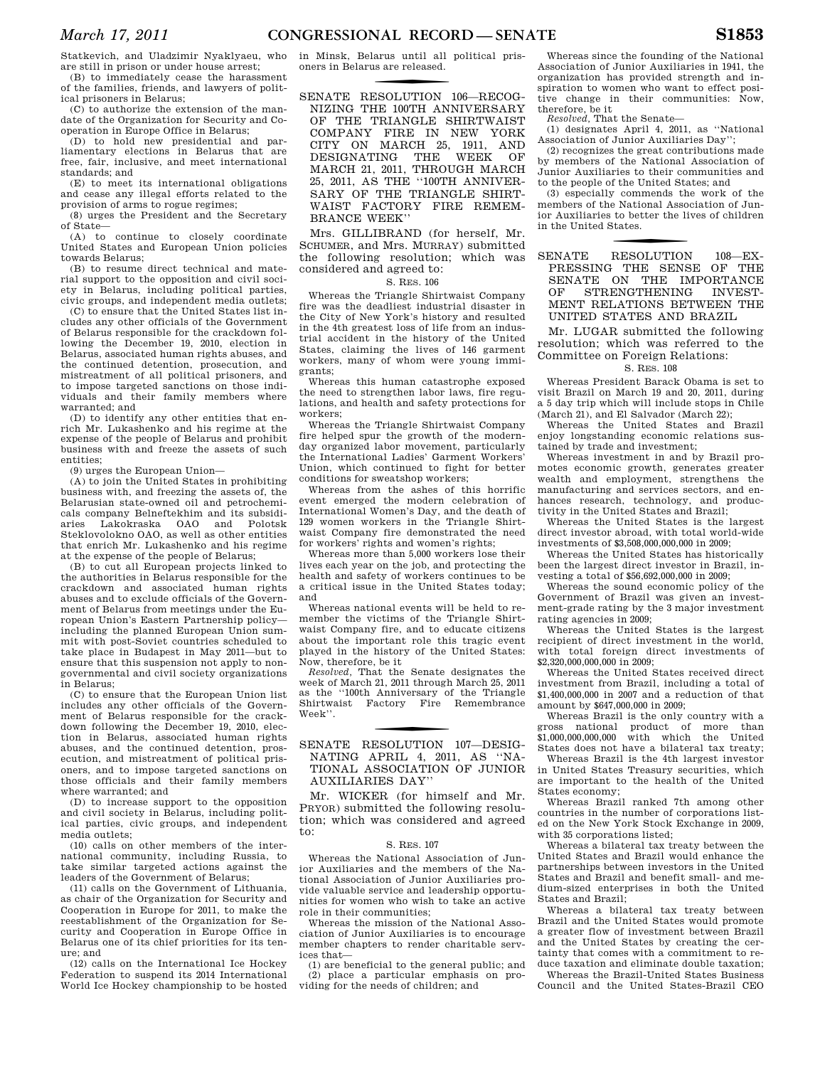Statkevich, and Uladzimir Nyaklyaeu, who are still in prison or under house arrest;

(B) to immediately cease the harassment of the families, friends, and lawyers of political prisoners in Belarus;

(C) to authorize the extension of the mandate of the Organization for Security and Cooperation in Europe Office in Belarus;

(D) to hold new presidential and parliamentary elections in Belarus that are free, fair, inclusive, and meet international standards; and

(E) to meet its international obligations and cease any illegal efforts related to the provision of arms to rogue regimes;

(8) urges the President and the Secretary of State—

(A) to continue to closely coordinate United States and European Union policies towards Belarus;

(B) to resume direct technical and material support to the opposition and civil society in Belarus, including political parties, civic groups, and independent media outlets;

(C) to ensure that the United States list includes any other officials of the Government of Belarus responsible for the crackdown following the December 19, 2010, election in Belarus, associated human rights abuses, and the continued detention, prosecution, and mistreatment of all political prisoners, and to impose targeted sanctions on those individuals and their family members where warranted; and

(D) to identify any other entities that enrich Mr. Lukashenko and his regime at the expense of the people of Belarus and prohibit business with and freeze the assets of such entities;

(9) urges the European Union—

(A) to join the United States in prohibiting business with, and freezing the assets of, the Belarusian state-owned oil and petrochemicals company Belneftekhim and its subsidiaries Lakokraska OAO and Polotsk Steklovolokno OAO, as well as other entities that enrich Mr. Lukashenko and his regime at the expense of the people of Belarus;

(B) to cut all European projects linked to the authorities in Belarus responsible for the crackdown and associated human rights abuses and to exclude officials of the Government of Belarus from meetings under the European Union's Eastern Partnership policy—including the planned European Union summit with post-Soviet countries scheduled to take place in Budapest in May 2011—but to ensure that this suspension not apply to nongovernmental and civil society organizations in Belarus;

(C) to ensure that the European Union list includes any other officials of the Government of Belarus responsible for the crackdown following the December 19, 2010, election in Belarus, associated human rights abuses, and the continued detention, prosecution, and mistreatment of political prisoners, and to impose targeted sanctions on those officials and their family members where warranted; and

(D) to increase support to the opposition and civil society in Belarus, including political parties, civic groups, and independent media outlets;

(10) calls on other members of the international community, including Russia, to take similar targeted actions against the leaders of the Government of Belarus;

(11) calls on the Government of Lithuania, as chair of the Organization for Security and Cooperation in Europe for 2011, to make the reestablishment of the Organization for Security and Cooperation in Europe Office in Belarus one of its chief priorities for its tenure; and

(12) calls on the International Ice Hockey Federation to suspend its 2014 International World Ice Hockey championship to be hosted in Minsk, Belarus until all political prisoners in Belarus are released.

## SENATE RESOLUTION 106—RECOGNIZING THE 100TH ANNIVERSARY OF THE TRIANGLE SHIRTWAIST COMPANY FIRE IN NEW YORK CITY ON MARCH 25, 1911, AND DESIGNATING THE WEEK OF MARCH 21, 2011, THROUGH MARCH 25, 2011, AS THE "100TH ANNIVERSARY OF THE TRIANGLE SHIRTWAIST FACTORY FIRE REMEMBRANCE WEEK"

Mrs. GILLIBRAND (for herself, Mr. SCHUMER, and Mrs. MURRAY) submitted the following resolution; which was considered and agreed to:

S. RES. 106

Whereas the Triangle Shirtwaist Company fire was the deadliest industrial disaster in the City of New York's history and resulted in the 4th greatest loss of life from an industrial accident in the history of the United States, claiming the lives of 146 garment workers, many of whom were young immigrants;

Whereas this human catastrophe exposed the need to strengthen labor laws, fire regulations, and health and safety protections for workers;

Whereas the Triangle Shirtwaist Company fire helped spur the growth of the modern-day organized labor movement, particularly the International Ladies' Garment Workers' Union, which continued to fight for better conditions for sweatshop workers;

Whereas from the ashes of this horrific event emerged the modern celebration of International Women's Day, and the death of 129 women workers in the Triangle Shirtwaist Company fire demonstrated the need for workers' rights and women's rights;

Whereas more than 5,000 workers lose their lives each year on the job, and protecting the health and safety of workers continues to be a critical issue in the United States today; and

Whereas national events will be held to remember the victims of the Triangle Shirtwaist Company fire, and to educate citizens about the important role this tragic event played in the history of the United States: Now, therefore, be it

*Resolved*, That the Senate designates the week of March 21, 2011 through March 25, 2011 as the "100th Anniversary of the Triangle Shirtwaist Factory Fire Remembrance Week".

## SENATE RESOLUTION 107—DESIGNATING APRIL 4, 2011, AS "NATIONAL ASSOCIATION OF JUNIOR AUXILIARIES DAY"

Mr. WICKER (for himself and Mr. PRYOR) submitted the following resolution; which was considered and agreed to:

S. RES. 107

Whereas the National Association of Junior Auxiliaries and the members of the National Association of Junior Auxiliaries provide valuable service and leadership opportunities for women who wish to take an active role in their communities;

Whereas the mission of the National Association of Junior Auxiliaries is to encourage member chapters to render charitable services that—

(1) are beneficial to the general public; and

(2) place a particular emphasis on providing for the needs of children; and

Whereas since the founding of the National Association of Junior Auxiliaries in 1941, the organization has provided strength and inspiration to women who want to effect positive change in their communities: Now, therefore, be it

*Resolved*, That the Senate—

(1) designates April 4, 2011, as "National Association of Junior Auxiliaries Day";

(2) recognizes the great contributions made by members of the National Association of Junior Auxiliaries to their communities and to the people of the United States; and

(3) especially commends the work of the members of the National Association of Junior Auxiliaries to better the lives of children in the United States.

## SENATE RESOLUTION 108—EXPRESSING THE SENSE OF THE SENATE ON THE IMPORTANCE OF STRENGTHENING INVESTMENT RELATIONS BETWEEN THE UNITED STATES AND BRAZIL

Mr. LUGAR submitted the following resolution; which was referred to the Committee on Foreign Relations:

S. RES. 108

Whereas President Barack Obama is set to visit Brazil on March 19 and 20, 2011, during a 5 day trip which will include stops in Chile (March 21), and El Salvador (March 22);

Whereas the United States and Brazil enjoy longstanding economic relations sustained by trade and investment;

Whereas investment in and by Brazil promotes economic growth, generates greater wealth and employment, strengthens the manufacturing and services sectors, and enhances research, technology, and productivity in the United States and Brazil;

Whereas the United States is the largest direct investor abroad, with total world-wide investments of $3,508,000,000,000 in 2009;

Whereas the United States has historically been the largest direct investor in Brazil, investing a total of $56,692,000,000 in 2009;

Whereas the sound economic policy of the Government of Brazil was given an investment-grade rating by the 3 major investment rating agencies in 2009;

Whereas the United States is the largest recipient of direct investment in the world, with total foreign direct investments of $2,320,000,000,000 in 2009;

Whereas the United States received direct investment from Brazil, including a total of $1,400,000,000 in 2007 and a reduction of that amount by $647,000,000 in 2009;

Whereas Brazil is the only country with a gross national product of more than $1,000,000,000,000 with which the United States does not have a bilateral tax treaty;

Whereas Brazil is the 4th largest investor in United States Treasury securities, which are important to the health of the United States economy;

Whereas Brazil ranked 7th among other countries in the number of corporations listed on the New York Stock Exchange in 2009, with 35 corporations listed;

Whereas a bilateral tax treaty between the United States and Brazil would enhance the partnerships between investors in the United States and Brazil and benefit small- and medium-sized enterprises in both the United States and Brazil;

Whereas a bilateral tax treaty between Brazil and the United States would promote a greater flow of investment between Brazil and the United States by creating the certainty that comes with a commitment to reduce taxation and eliminate double taxation;

Whereas the Brazil-United States Business Council and the United States-Brazil CEO